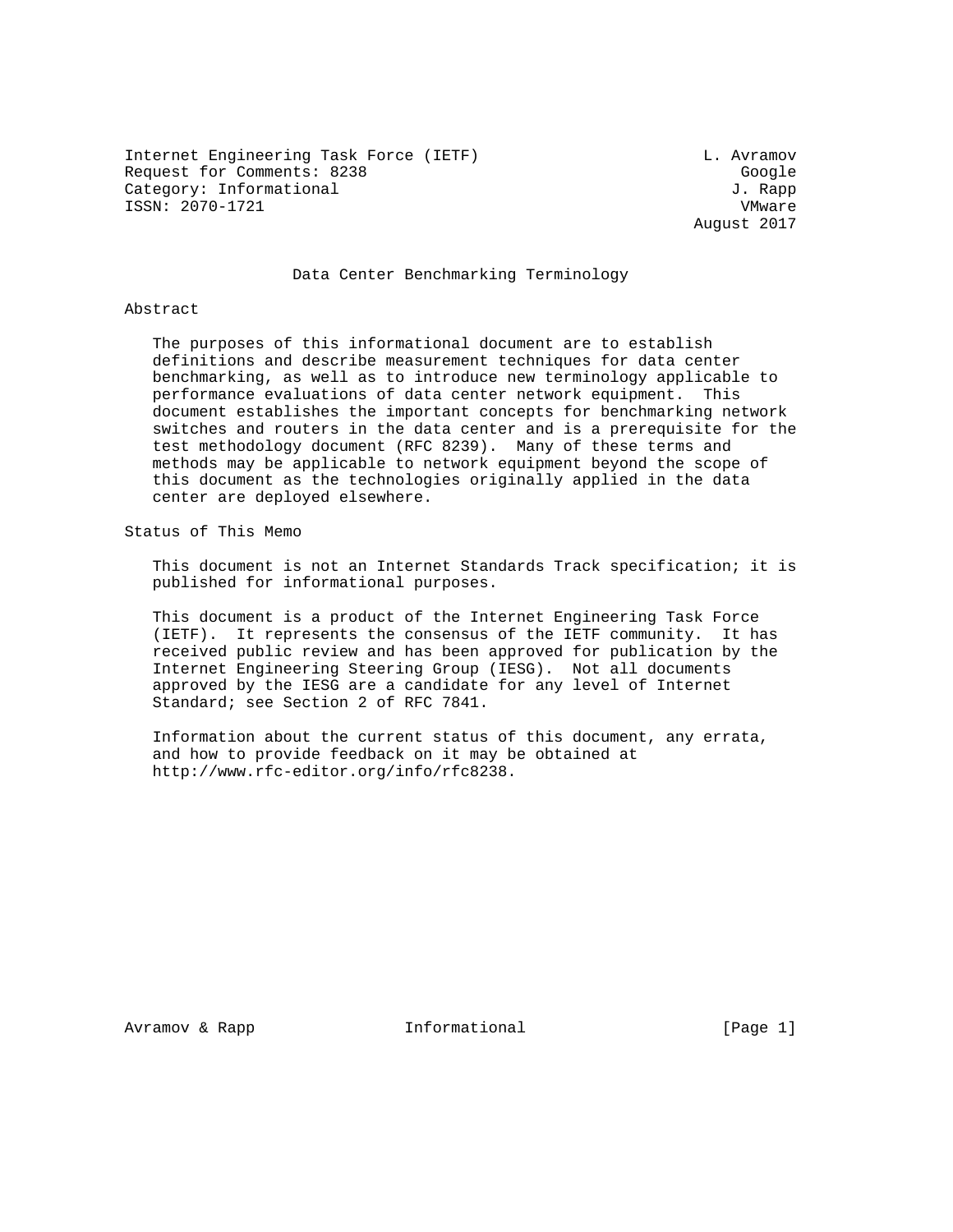Internet Engineering Task Force (IETF) L. Avramov
Request for Comments: 8238 Google
Category: Informational J. Rapp
ISSN: 2070-1721 VMware
August 2017

# Data Center Benchmarking Terminology

## Abstract

The purposes of this informational document are to establish definitions and describe measurement techniques for data center benchmarking, as well as to introduce new terminology applicable to performance evaluations of data center network equipment. This document establishes the important concepts for benchmarking network switches and routers in the data center and is a prerequisite for the test methodology document (RFC 8239). Many of these terms and methods may be applicable to network equipment beyond the scope of this document as the technologies originally applied in the data center are deployed elsewhere.

## Status of This Memo

This document is not an Internet Standards Track specification; it is published for informational purposes.

This document is a product of the Internet Engineering Task Force (IETF). It represents the consensus of the IETF community. It has received public review and has been approved for publication by the Internet Engineering Steering Group (IESG). Not all documents approved by the IESG are a candidate for any level of Internet Standard; see Section 2 of RFC 7841.

Information about the current status of this document, any errata, and how to provide feedback on it may be obtained at http://www.rfc-editor.org/info/rfc8238.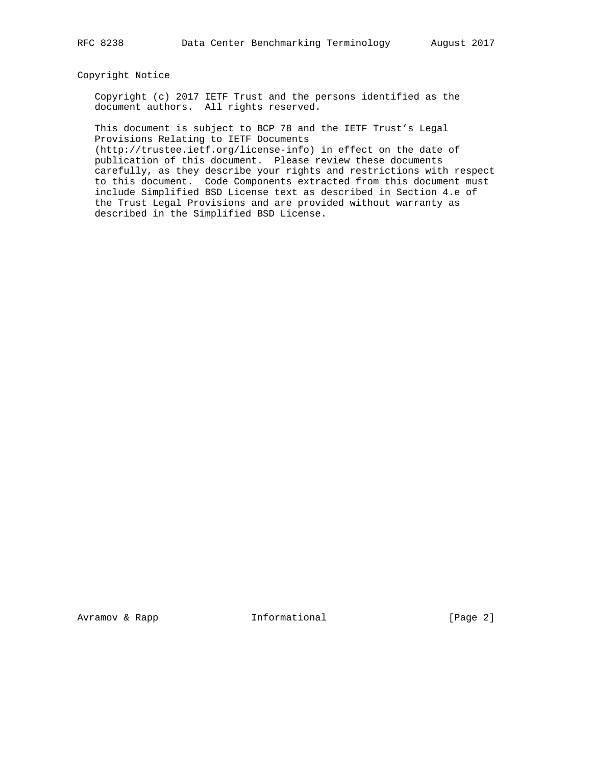## Copyright Notice

Copyright (c) 2017 IETF Trust and the persons identified as the document authors. All rights reserved.

This document is subject to BCP 78 and the IETF Trust's Legal Provisions Relating to IETF Documents (http://trustee.ietf.org/license-info) in effect on the date of publication of this document. Please review these documents carefully, as they describe your rights and restrictions with respect to this document. Code Components extracted from this document must include Simplified BSD License text as described in Section 4.e of the Trust Legal Provisions and are provided without warranty as described in the Simplified BSD License.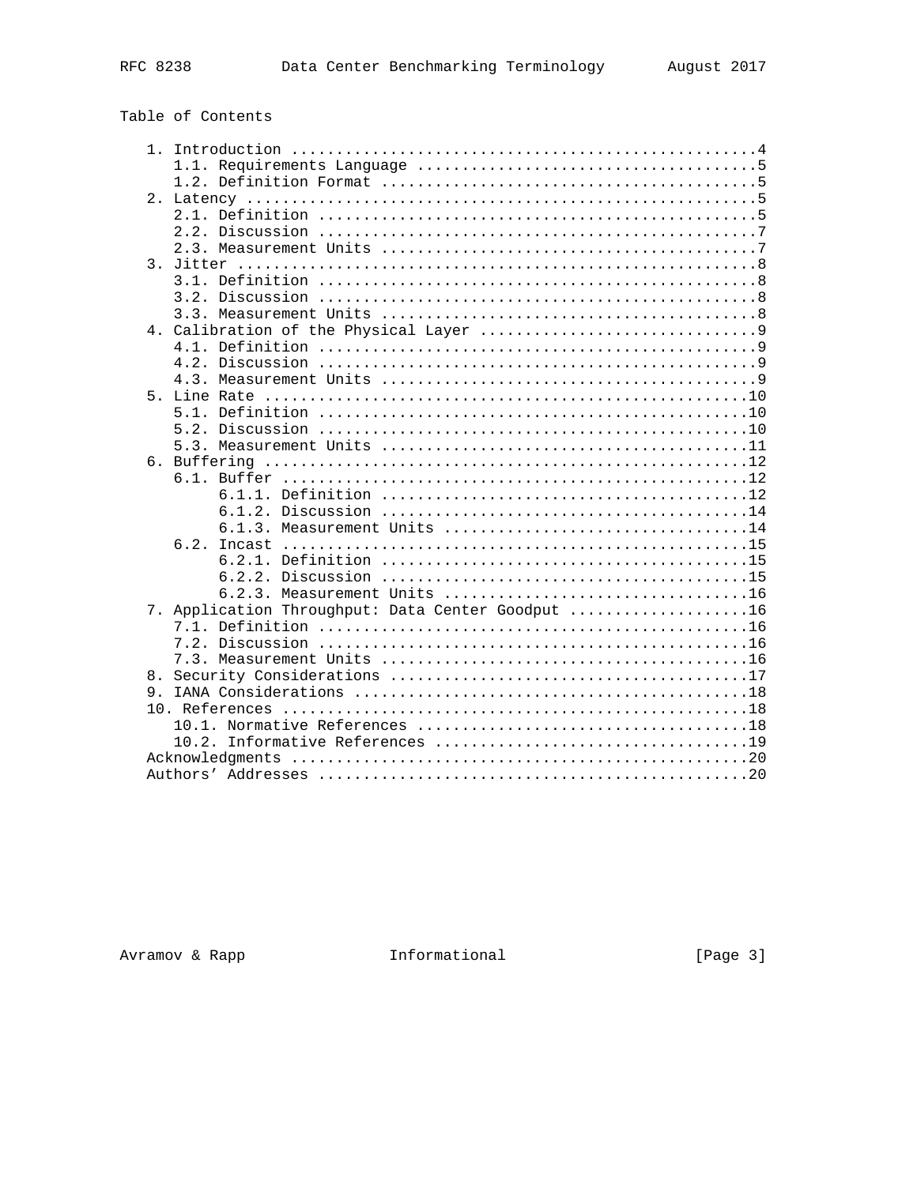Table of Contents

```
   1. Introduction ....................................................4
      1.1. Requirements Language ......................................5
      1.2. Definition Format ..........................................5
   2. Latency .........................................................5
      2.1. Definition .................................................5
      2.2. Discussion .................................................7
      2.3. Measurement Units ..........................................7
   3. Jitter ..........................................................8
      3.1. Definition .................................................8
      3.2. Discussion .................................................8
      3.3. Measurement Units ..........................................8
   4. Calibration of the Physical Layer ...............................9
      4.1. Definition .................................................9
      4.2. Discussion .................................................9
      4.3. Measurement Units ..........................................9
   5. Line Rate ......................................................10
      5.1. Definition ................................................10
      5.2. Discussion ................................................10
      5.3. Measurement Units .........................................11
   6. Buffering ......................................................12
      6.1. Buffer ....................................................12
           6.1.1. Definition .........................................12
           6.1.2. Discussion .........................................14
           6.1.3. Measurement Units ..................................14
      6.2. Incast ....................................................15
           6.2.1. Definition .........................................15
           6.2.2. Discussion .........................................15
           6.2.3. Measurement Units ..................................16
   7. Application Throughput: Data Center Goodput ....................16
      7.1. Definition ................................................16
      7.2. Discussion ................................................16
      7.3. Measurement Units .........................................16
   8. Security Considerations ........................................17
   9. IANA Considerations ............................................18
   10. References ....................................................18
      10.1. Normative References .....................................18
      10.2. Informative References ...................................19
   Acknowledgments ...................................................20
   Authors' Addresses ................................................20
```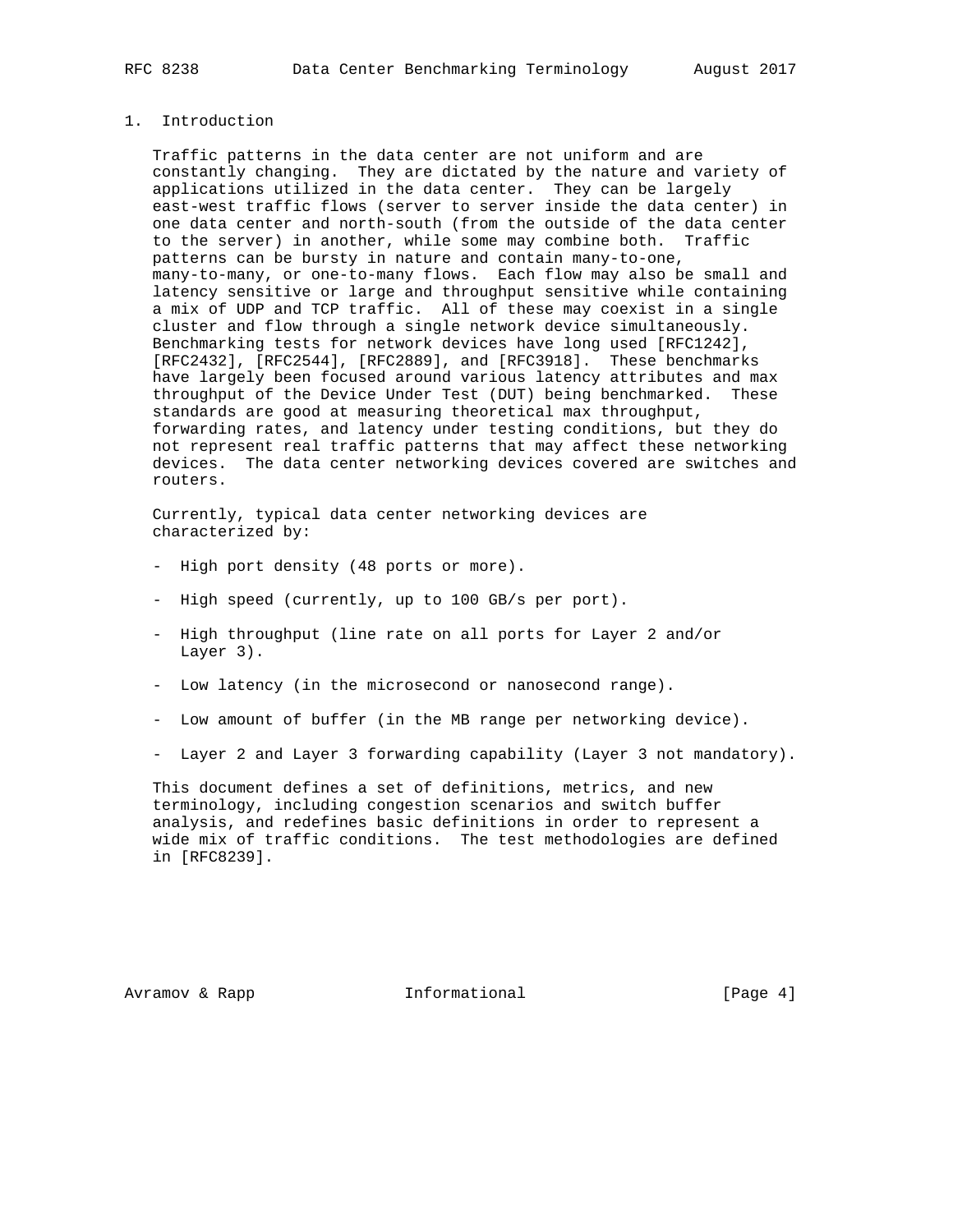# 1. Introduction

Traffic patterns in the data center are not uniform and are constantly changing. They are dictated by the nature and variety of applications utilized in the data center. They can be largely east-west traffic flows (server to server inside the data center) in one data center and north-south (from the outside of the data center to the server) in another, while some may combine both. Traffic patterns can be bursty in nature and contain many-to-one, many-to-many, or one-to-many flows. Each flow may also be small and latency sensitive or large and throughput sensitive while containing a mix of UDP and TCP traffic. All of these may coexist in a single cluster and flow through a single network device simultaneously. Benchmarking tests for network devices have long used [RFC1242], [RFC2432], [RFC2544], [RFC2889], and [RFC3918]. These benchmarks have largely been focused around various latency attributes and max throughput of the Device Under Test (DUT) being benchmarked. These standards are good at measuring theoretical max throughput, forwarding rates, and latency under testing conditions, but they do not represent real traffic patterns that may affect these networking devices. The data center networking devices covered are switches and routers.

Currently, typical data center networking devices are characterized by:

- High port density (48 ports or more).
- High speed (currently, up to 100 GB/s per port).
- High throughput (line rate on all ports for Layer 2 and/or Layer 3).
- Low latency (in the microsecond or nanosecond range).
- Low amount of buffer (in the MB range per networking device).
- Layer 2 and Layer 3 forwarding capability (Layer 3 not mandatory).

This document defines a set of definitions, metrics, and new terminology, including congestion scenarios and switch buffer analysis, and redefines basic definitions in order to represent a wide mix of traffic conditions. The test methodologies are defined in [RFC8239].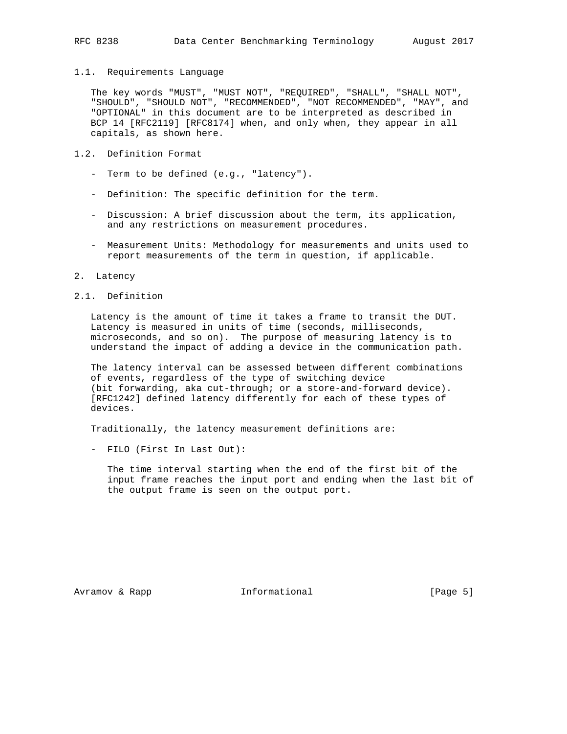### 1.1. Requirements Language

The key words "MUST", "MUST NOT", "REQUIRED", "SHALL", "SHALL NOT", "SHOULD", "SHOULD NOT", "RECOMMENDED", "NOT RECOMMENDED", "MAY", and "OPTIONAL" in this document are to be interpreted as described in BCP 14 [RFC2119] [RFC8174] when, and only when, they appear in all capitals, as shown here.

### 1.2. Definition Format

- Term to be defined (e.g., "latency").
- Definition: The specific definition for the term.
- Discussion: A brief discussion about the term, its application, and any restrictions on measurement procedures.
- Measurement Units: Methodology for measurements and units used to report measurements of the term in question, if applicable.

## 2. Latency

### 2.1. Definition

Latency is the amount of time it takes a frame to transit the DUT. Latency is measured in units of time (seconds, milliseconds, microseconds, and so on). The purpose of measuring latency is to understand the impact of adding a device in the communication path.

The latency interval can be assessed between different combinations of events, regardless of the type of switching device (bit forwarding, aka cut-through; or a store-and-forward device). [RFC1242] defined latency differently for each of these types of devices.

Traditionally, the latency measurement definitions are:

- FILO (First In Last Out):

  The time interval starting when the end of the first bit of the input frame reaches the input port and ending when the last bit of the output frame is seen on the output port.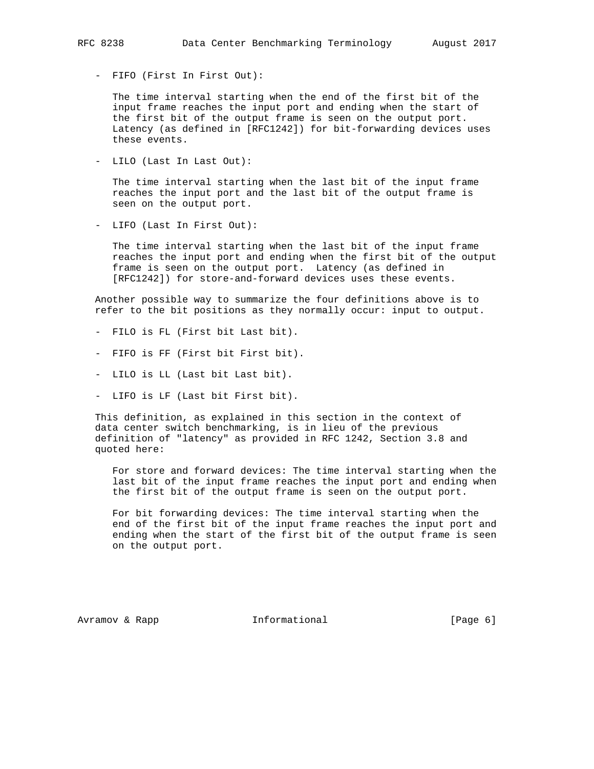- FIFO (First In First Out):

  The time interval starting when the end of the first bit of the input frame reaches the input port and ending when the start of the first bit of the output frame is seen on the output port. Latency (as defined in [RFC1242]) for bit-forwarding devices uses these events.

- LILO (Last In Last Out):

  The time interval starting when the last bit of the input frame reaches the input port and the last bit of the output frame is seen on the output port.

- LIFO (Last In First Out):

  The time interval starting when the last bit of the input frame reaches the input port and ending when the first bit of the output frame is seen on the output port. Latency (as defined in [RFC1242]) for store-and-forward devices uses these events.

Another possible way to summarize the four definitions above is to refer to the bit positions as they normally occur: input to output.

- FILO is FL (First bit Last bit).
- FIFO is FF (First bit First bit).
- LILO is LL (Last bit Last bit).
- LIFO is LF (Last bit First bit).

This definition, as explained in this section in the context of data center switch benchmarking, is in lieu of the previous definition of "latency" as provided in RFC 1242, Section 3.8 and quoted here:

> For store and forward devices: The time interval starting when the last bit of the input frame reaches the input port and ending when the first bit of the output frame is seen on the output port.
>
> For bit forwarding devices: The time interval starting when the end of the first bit of the input frame reaches the input port and ending when the start of the first bit of the output frame is seen on the output port.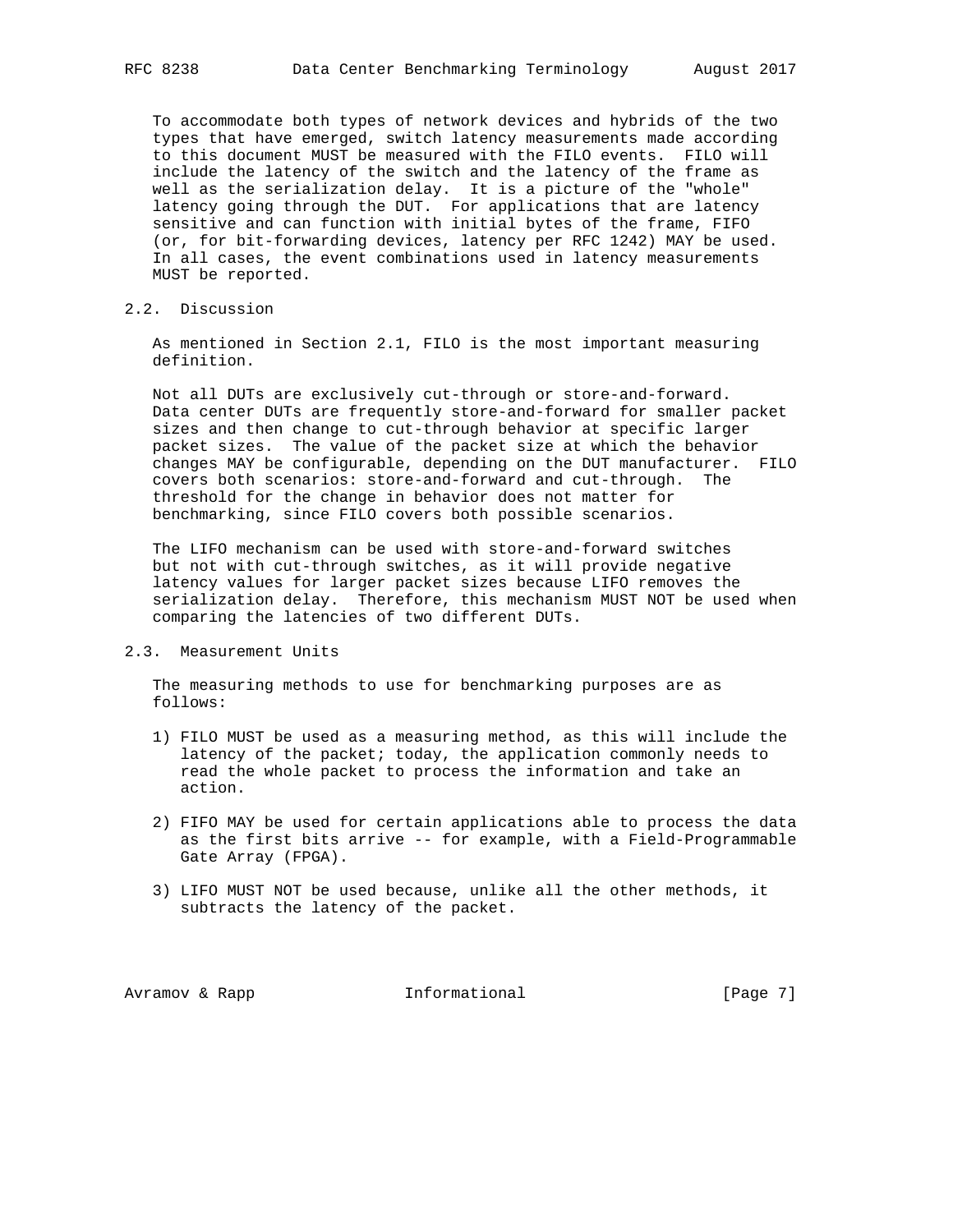To accommodate both types of network devices and hybrids of the two types that have emerged, switch latency measurements made according to this document MUST be measured with the FILO events. FILO will include the latency of the switch and the latency of the frame as well as the serialization delay. It is a picture of the "whole" latency going through the DUT. For applications that are latency sensitive and can function with initial bytes of the frame, FIFO (or, for bit-forwarding devices, latency per RFC 1242) MAY be used. In all cases, the event combinations used in latency measurements MUST be reported.

## 2.2. Discussion

As mentioned in Section 2.1, FILO is the most important measuring definition.

Not all DUTs are exclusively cut-through or store-and-forward. Data center DUTs are frequently store-and-forward for smaller packet sizes and then change to cut-through behavior at specific larger packet sizes. The value of the packet size at which the behavior changes MAY be configurable, depending on the DUT manufacturer. FILO covers both scenarios: store-and-forward and cut-through. The threshold for the change in behavior does not matter for benchmarking, since FILO covers both possible scenarios.

The LIFO mechanism can be used with store-and-forward switches but not with cut-through switches, as it will provide negative latency values for larger packet sizes because LIFO removes the serialization delay. Therefore, this mechanism MUST NOT be used when comparing the latencies of two different DUTs.

## 2.3. Measurement Units

The measuring methods to use for benchmarking purposes are as follows:

1) FILO MUST be used as a measuring method, as this will include the latency of the packet; today, the application commonly needs to read the whole packet to process the information and take an action.

2) FIFO MAY be used for certain applications able to process the data as the first bits arrive -- for example, with a Field-Programmable Gate Array (FPGA).

3) LIFO MUST NOT be used because, unlike all the other methods, it subtracts the latency of the packet.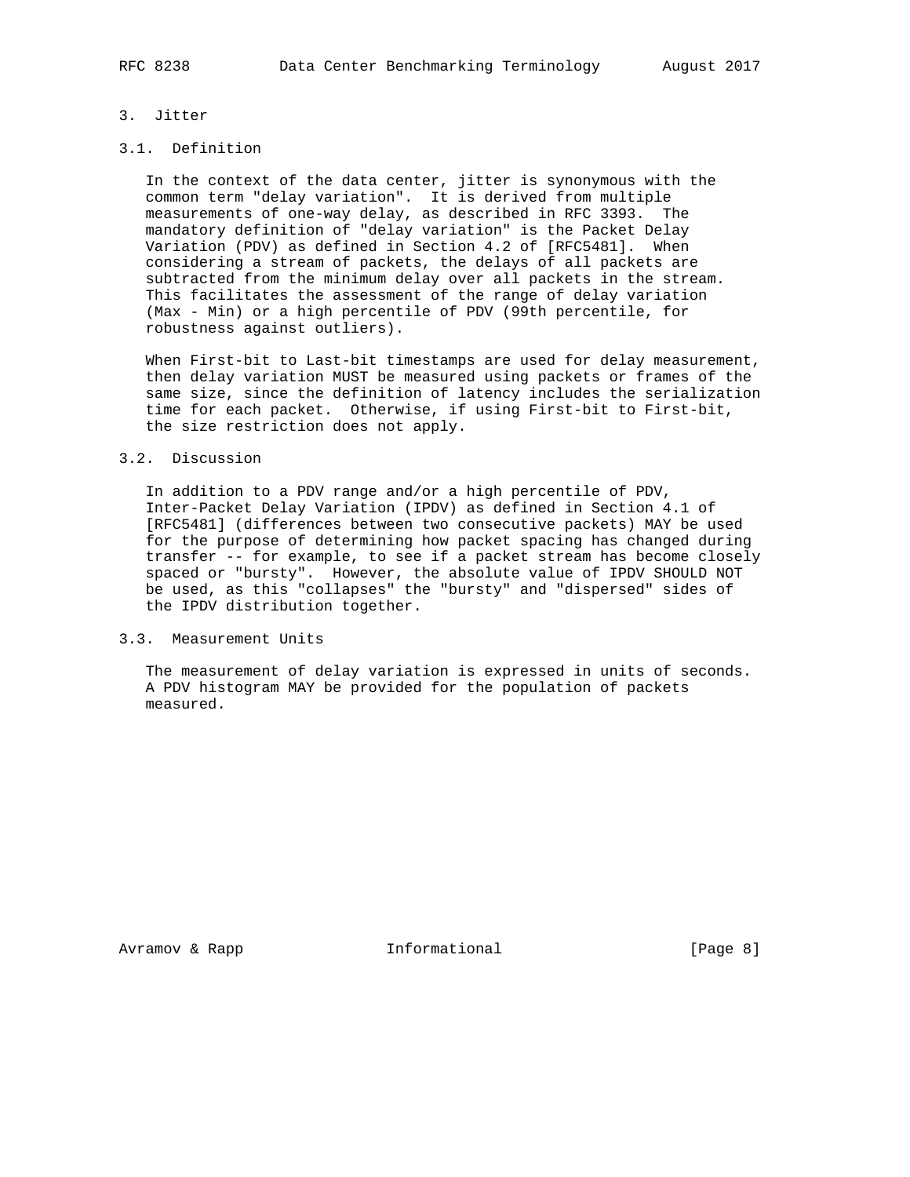## 3. Jitter

### 3.1. Definition

In the context of the data center, jitter is synonymous with the common term "delay variation". It is derived from multiple measurements of one-way delay, as described in RFC 3393. The mandatory definition of "delay variation" is the Packet Delay Variation (PDV) as defined in Section 4.2 of [RFC5481]. When considering a stream of packets, the delays of all packets are subtracted from the minimum delay over all packets in the stream. This facilitates the assessment of the range of delay variation (Max - Min) or a high percentile of PDV (99th percentile, for robustness against outliers).

When First-bit to Last-bit timestamps are used for delay measurement, then delay variation MUST be measured using packets or frames of the same size, since the definition of latency includes the serialization time for each packet. Otherwise, if using First-bit to First-bit, the size restriction does not apply.

### 3.2. Discussion

In addition to a PDV range and/or a high percentile of PDV, Inter-Packet Delay Variation (IPDV) as defined in Section 4.1 of [RFC5481] (differences between two consecutive packets) MAY be used for the purpose of determining how packet spacing has changed during transfer -- for example, to see if a packet stream has become closely spaced or "bursty". However, the absolute value of IPDV SHOULD NOT be used, as this "collapses" the "bursty" and "dispersed" sides of the IPDV distribution together.

### 3.3. Measurement Units

The measurement of delay variation is expressed in units of seconds. A PDV histogram MAY be provided for the population of packets measured.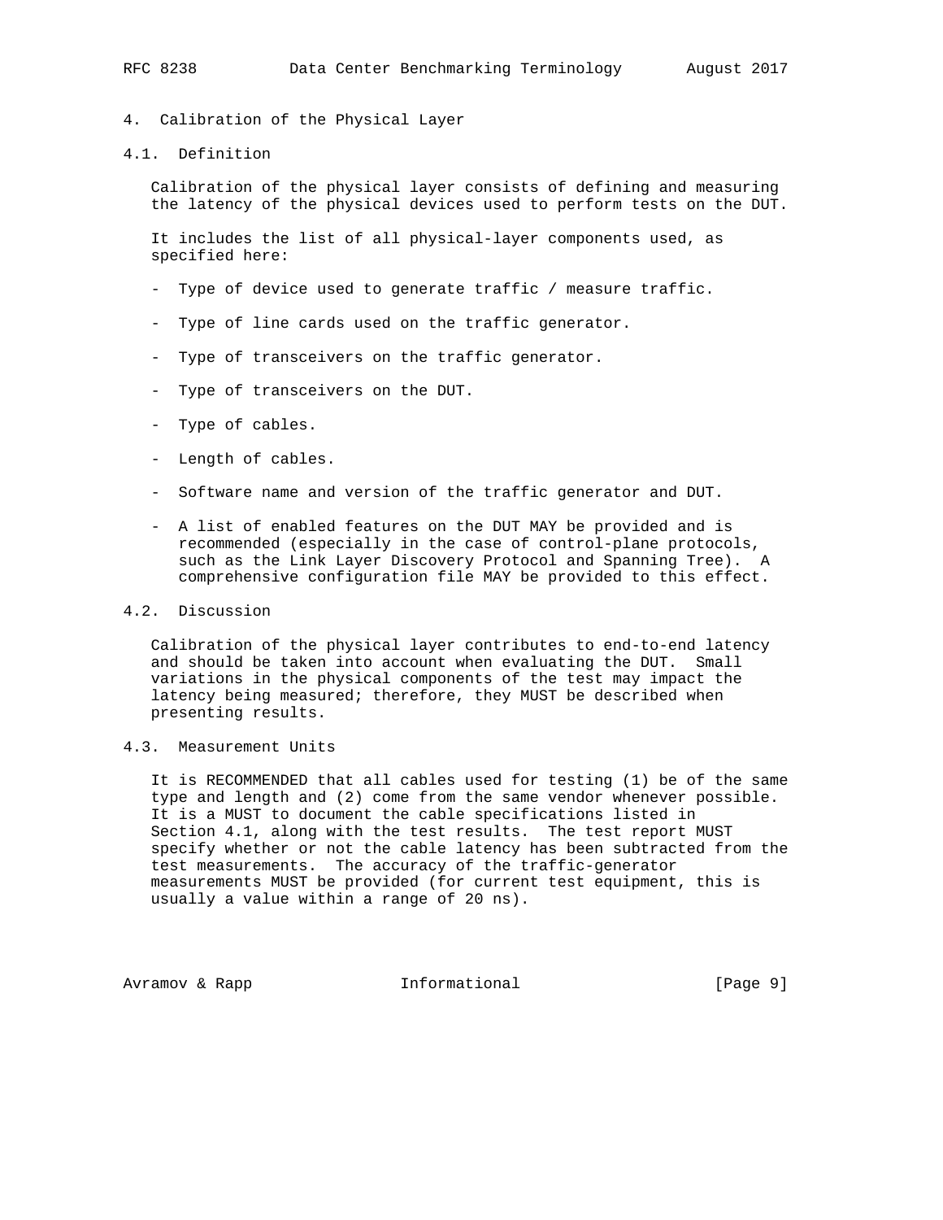# 4. Calibration of the Physical Layer

## 4.1. Definition

Calibration of the physical layer consists of defining and measuring the latency of the physical devices used to perform tests on the DUT.

It includes the list of all physical-layer components used, as specified here:

- Type of device used to generate traffic / measure traffic.
- Type of line cards used on the traffic generator.
- Type of transceivers on the traffic generator.
- Type of transceivers on the DUT.
- Type of cables.
- Length of cables.
- Software name and version of the traffic generator and DUT.
- A list of enabled features on the DUT MAY be provided and is recommended (especially in the case of control-plane protocols, such as the Link Layer Discovery Protocol and Spanning Tree). A comprehensive configuration file MAY be provided to this effect.

## 4.2. Discussion

Calibration of the physical layer contributes to end-to-end latency and should be taken into account when evaluating the DUT. Small variations in the physical components of the test may impact the latency being measured; therefore, they MUST be described when presenting results.

## 4.3. Measurement Units

It is RECOMMENDED that all cables used for testing (1) be of the same type and length and (2) come from the same vendor whenever possible. It is a MUST to document the cable specifications listed in Section 4.1, along with the test results. The test report MUST specify whether or not the cable latency has been subtracted from the test measurements. The accuracy of the traffic-generator measurements MUST be provided (for current test equipment, this is usually a value within a range of 20 ns).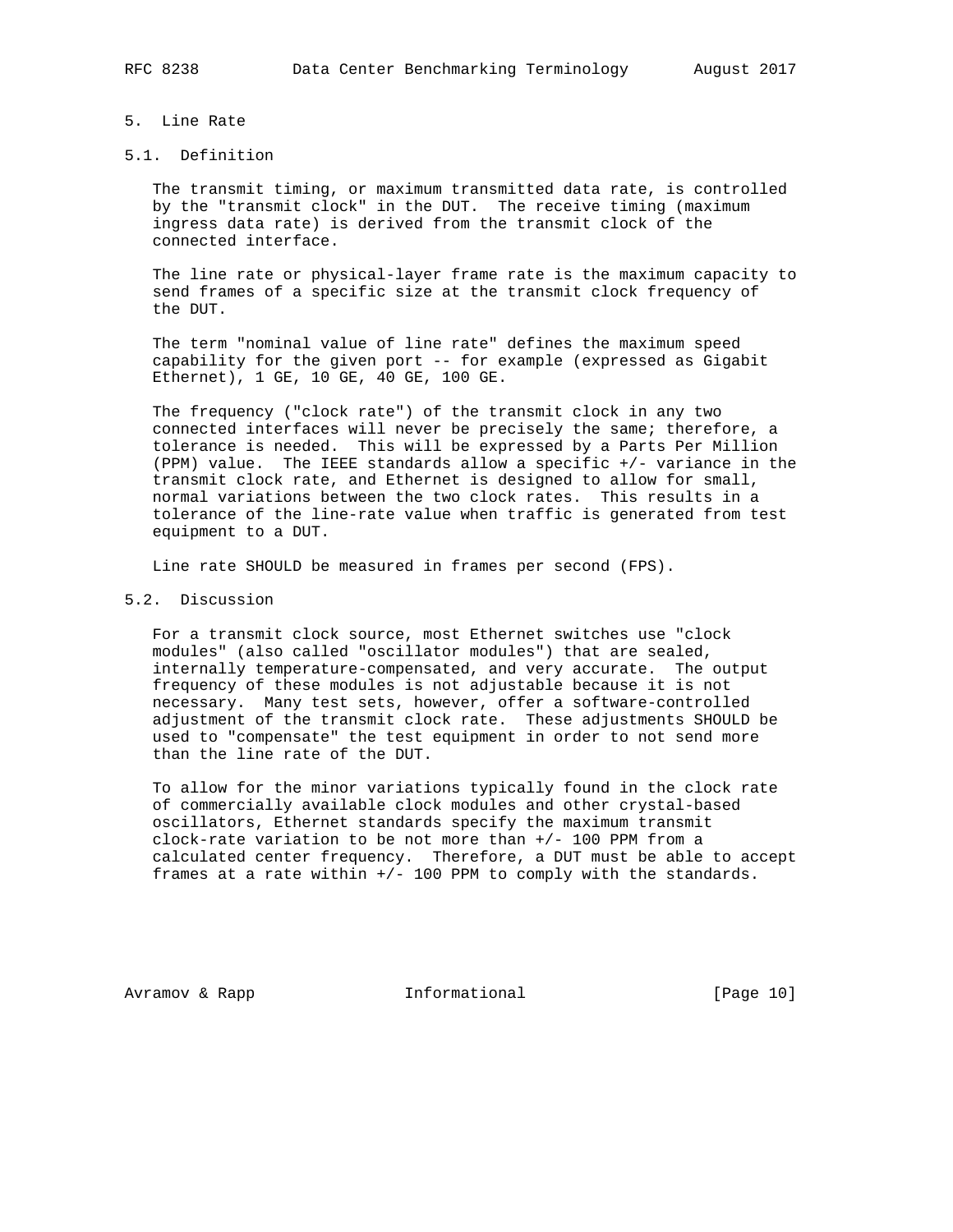## 5. Line Rate

### 5.1. Definition

The transmit timing, or maximum transmitted data rate, is controlled by the "transmit clock" in the DUT. The receive timing (maximum ingress data rate) is derived from the transmit clock of the connected interface.

The line rate or physical-layer frame rate is the maximum capacity to send frames of a specific size at the transmit clock frequency of the DUT.

The term "nominal value of line rate" defines the maximum speed capability for the given port -- for example (expressed as Gigabit Ethernet), 1 GE, 10 GE, 40 GE, 100 GE.

The frequency ("clock rate") of the transmit clock in any two connected interfaces will never be precisely the same; therefore, a tolerance is needed. This will be expressed by a Parts Per Million (PPM) value. The IEEE standards allow a specific +/- variance in the transmit clock rate, and Ethernet is designed to allow for small, normal variations between the two clock rates. This results in a tolerance of the line-rate value when traffic is generated from test equipment to a DUT.

Line rate SHOULD be measured in frames per second (FPS).

### 5.2. Discussion

For a transmit clock source, most Ethernet switches use "clock modules" (also called "oscillator modules") that are sealed, internally temperature-compensated, and very accurate. The output frequency of these modules is not adjustable because it is not necessary. Many test sets, however, offer a software-controlled adjustment of the transmit clock rate. These adjustments SHOULD be used to "compensate" the test equipment in order to not send more than the line rate of the DUT.

To allow for the minor variations typically found in the clock rate of commercially available clock modules and other crystal-based oscillators, Ethernet standards specify the maximum transmit clock-rate variation to be not more than +/- 100 PPM from a calculated center frequency. Therefore, a DUT must be able to accept frames at a rate within +/- 100 PPM to comply with the standards.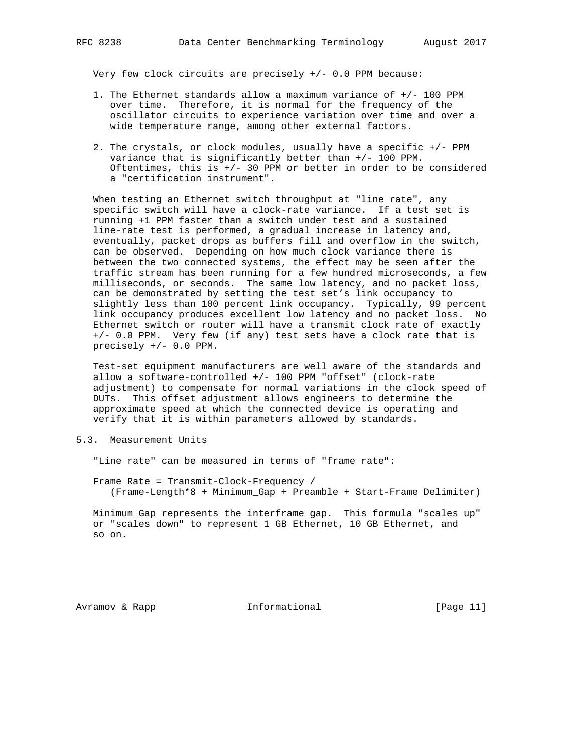Very few clock circuits are precisely +/- 0.0 PPM because:

1. The Ethernet standards allow a maximum variance of +/- 100 PPM over time. Therefore, it is normal for the frequency of the oscillator circuits to experience variation over time and over a wide temperature range, among other external factors.

2. The crystals, or clock modules, usually have a specific +/- PPM variance that is significantly better than +/- 100 PPM. Oftentimes, this is +/- 30 PPM or better in order to be considered a "certification instrument".

When testing an Ethernet switch throughput at "line rate", any specific switch will have a clock-rate variance. If a test set is running +1 PPM faster than a switch under test and a sustained line-rate test is performed, a gradual increase in latency and, eventually, packet drops as buffers fill and overflow in the switch, can be observed. Depending on how much clock variance there is between the two connected systems, the effect may be seen after the traffic stream has been running for a few hundred microseconds, a few milliseconds, or seconds. The same low latency, and no packet loss, can be demonstrated by setting the test set's link occupancy to slightly less than 100 percent link occupancy. Typically, 99 percent link occupancy produces excellent low latency and no packet loss. No Ethernet switch or router will have a transmit clock rate of exactly +/- 0.0 PPM. Very few (if any) test sets have a clock rate that is precisely +/- 0.0 PPM.

Test-set equipment manufacturers are well aware of the standards and allow a software-controlled +/- 100 PPM "offset" (clock-rate adjustment) to compensate for normal variations in the clock speed of DUTs. This offset adjustment allows engineers to determine the approximate speed at which the connected device is operating and verify that it is within parameters allowed by standards.

## 5.3. Measurement Units

"Line rate" can be measured in terms of "frame rate":

```
Frame Rate = Transmit-Clock-Frequency /
   (Frame-Length*8 + Minimum_Gap + Preamble + Start-Frame Delimiter)
```

Minimum_Gap represents the interframe gap. This formula "scales up" or "scales down" to represent 1 GB Ethernet, 10 GB Ethernet, and so on.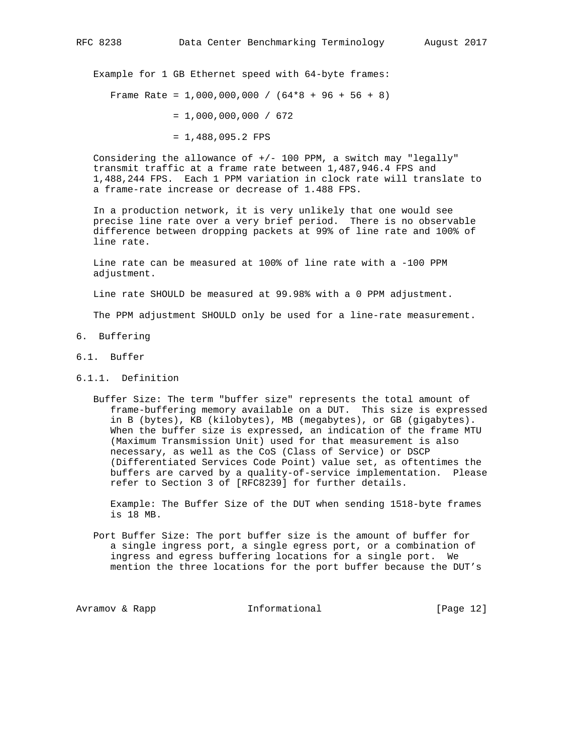Example for 1 GB Ethernet speed with 64-byte frames:

$$\text{Frame Rate} = 1{,}000{,}000{,}000 / (64*8 + 96 + 56 + 8)$$

$$= 1{,}000{,}000{,}000 / 672$$

$$= 1{,}488{,}095.2 \text{ FPS}$$

Considering the allowance of +/- 100 PPM, a switch may "legally" transmit traffic at a frame rate between 1,487,946.4 FPS and 1,488,244 FPS. Each 1 PPM variation in clock rate will translate to a frame-rate increase or decrease of 1.488 FPS.

In a production network, it is very unlikely that one would see precise line rate over a very brief period. There is no observable difference between dropping packets at 99% of line rate and 100% of line rate.

Line rate can be measured at 100% of line rate with a -100 PPM adjustment.

Line rate SHOULD be measured at 99.98% with a 0 PPM adjustment.

The PPM adjustment SHOULD only be used for a line-rate measurement.

## 6. Buffering

### 6.1. Buffer

#### 6.1.1. Definition

Buffer Size: The term "buffer size" represents the total amount of frame-buffering memory available on a DUT. This size is expressed in B (bytes), KB (kilobytes), MB (megabytes), or GB (gigabytes). When the buffer size is expressed, an indication of the frame MTU (Maximum Transmission Unit) used for that measurement is also necessary, as well as the CoS (Class of Service) or DSCP (Differentiated Services Code Point) value set, as oftentimes the buffers are carved by a quality-of-service implementation. Please refer to Section 3 of [RFC8239] for further details.

Example: The Buffer Size of the DUT when sending 1518-byte frames is 18 MB.

Port Buffer Size: The port buffer size is the amount of buffer for a single ingress port, a single egress port, or a combination of ingress and egress buffering locations for a single port. We mention the three locations for the port buffer because the DUT's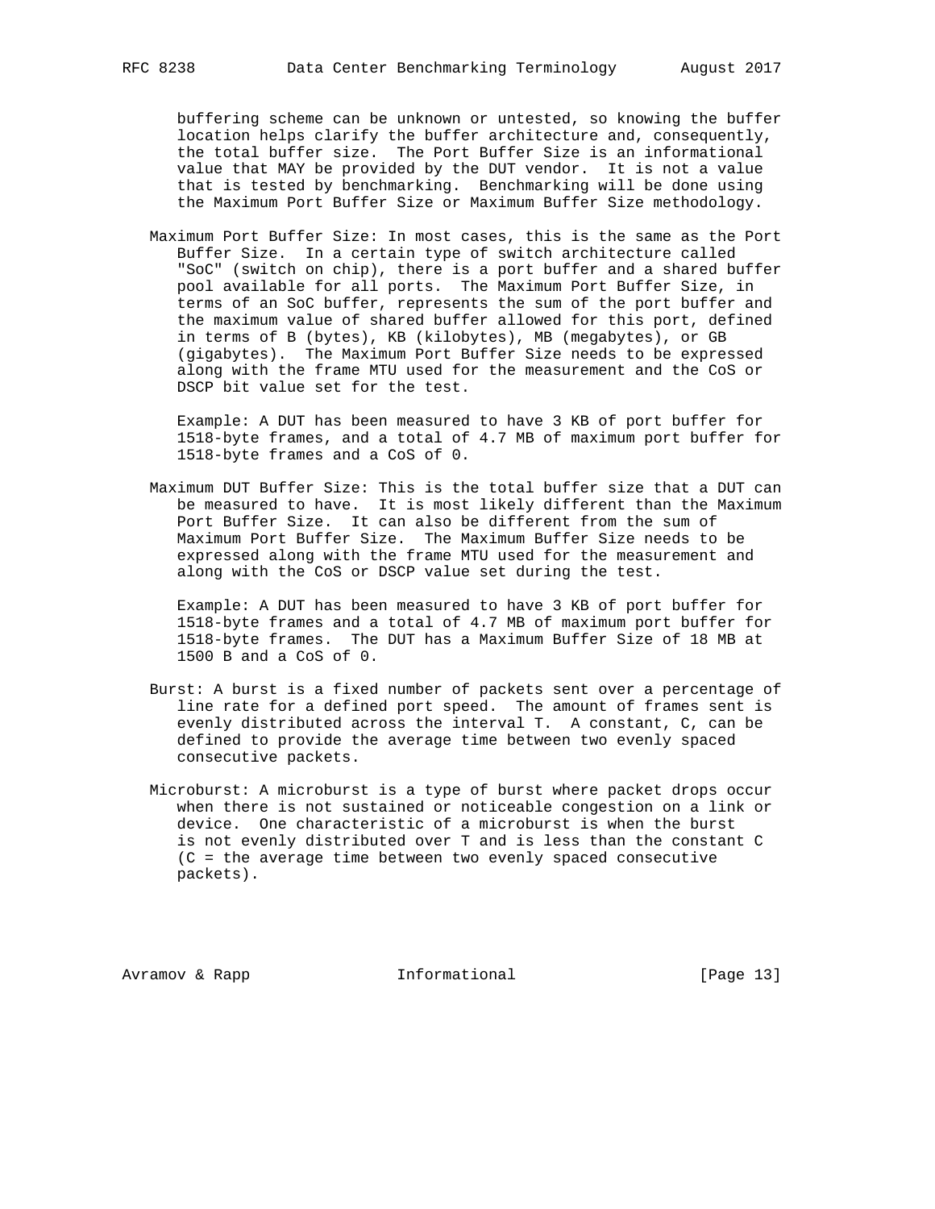buffering scheme can be unknown or untested, so knowing the buffer location helps clarify the buffer architecture and, consequently, the total buffer size. The Port Buffer Size is an informational value that MAY be provided by the DUT vendor. It is not a value that is tested by benchmarking. Benchmarking will be done using the Maximum Port Buffer Size or Maximum Buffer Size methodology.

Maximum Port Buffer Size: In most cases, this is the same as the Port Buffer Size. In a certain type of switch architecture called "SoC" (switch on chip), there is a port buffer and a shared buffer pool available for all ports. The Maximum Port Buffer Size, in terms of an SoC buffer, represents the sum of the port buffer and the maximum value of shared buffer allowed for this port, defined in terms of B (bytes), KB (kilobytes), MB (megabytes), or GB (gigabytes). The Maximum Port Buffer Size needs to be expressed along with the frame MTU used for the measurement and the CoS or DSCP bit value set for the test.

Example: A DUT has been measured to have 3 KB of port buffer for 1518-byte frames, and a total of 4.7 MB of maximum port buffer for 1518-byte frames and a CoS of 0.

Maximum DUT Buffer Size: This is the total buffer size that a DUT can be measured to have. It is most likely different than the Maximum Port Buffer Size. It can also be different from the sum of Maximum Port Buffer Size. The Maximum Buffer Size needs to be expressed along with the frame MTU used for the measurement and along with the CoS or DSCP value set during the test.

Example: A DUT has been measured to have 3 KB of port buffer for 1518-byte frames and a total of 4.7 MB of maximum port buffer for 1518-byte frames. The DUT has a Maximum Buffer Size of 18 MB at 1500 B and a CoS of 0.

Burst: A burst is a fixed number of packets sent over a percentage of line rate for a defined port speed. The amount of frames sent is evenly distributed across the interval T. A constant, C, can be defined to provide the average time between two evenly spaced consecutive packets.

Microburst: A microburst is a type of burst where packet drops occur when there is not sustained or noticeable congestion on a link or device. One characteristic of a microburst is when the burst is not evenly distributed over T and is less than the constant C (C = the average time between two evenly spaced consecutive packets).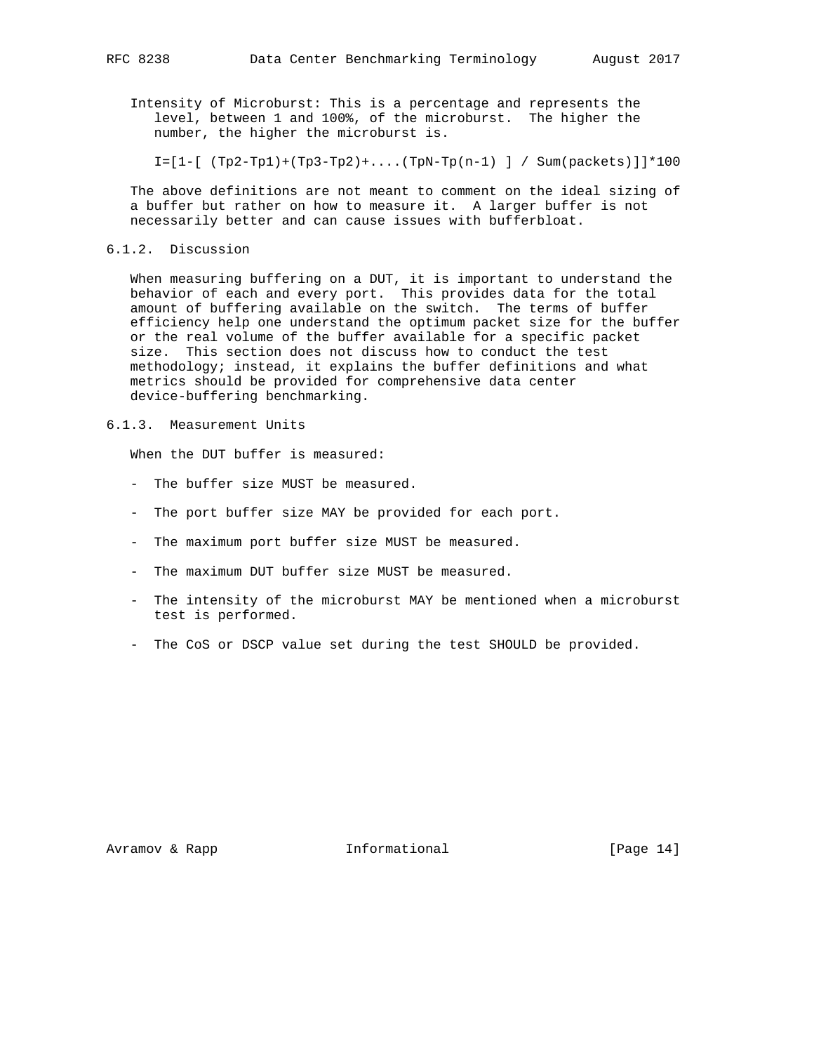Intensity of Microburst: This is a percentage and represents the level, between 1 and 100%, of the microburst. The higher the number, the higher the microburst is.

$$I=[1-[ (Tp2-Tp1)+(Tp3-Tp2)+....(TpN-Tp(n-1) ] / Sum(packets)]]*100$$

The above definitions are not meant to comment on the ideal sizing of a buffer but rather on how to measure it. A larger buffer is not necessarily better and can cause issues with bufferbloat.

### 6.1.2. Discussion

When measuring buffering on a DUT, it is important to understand the behavior of each and every port. This provides data for the total amount of buffering available on the switch. The terms of buffer efficiency help one understand the optimum packet size for the buffer or the real volume of the buffer available for a specific packet size. This section does not discuss how to conduct the test methodology; instead, it explains the buffer definitions and what metrics should be provided for comprehensive data center device-buffering benchmarking.

### 6.1.3. Measurement Units

When the DUT buffer is measured:

- The buffer size MUST be measured.
- The port buffer size MAY be provided for each port.
- The maximum port buffer size MUST be measured.
- The maximum DUT buffer size MUST be measured.
- The intensity of the microburst MAY be mentioned when a microburst test is performed.
- The CoS or DSCP value set during the test SHOULD be provided.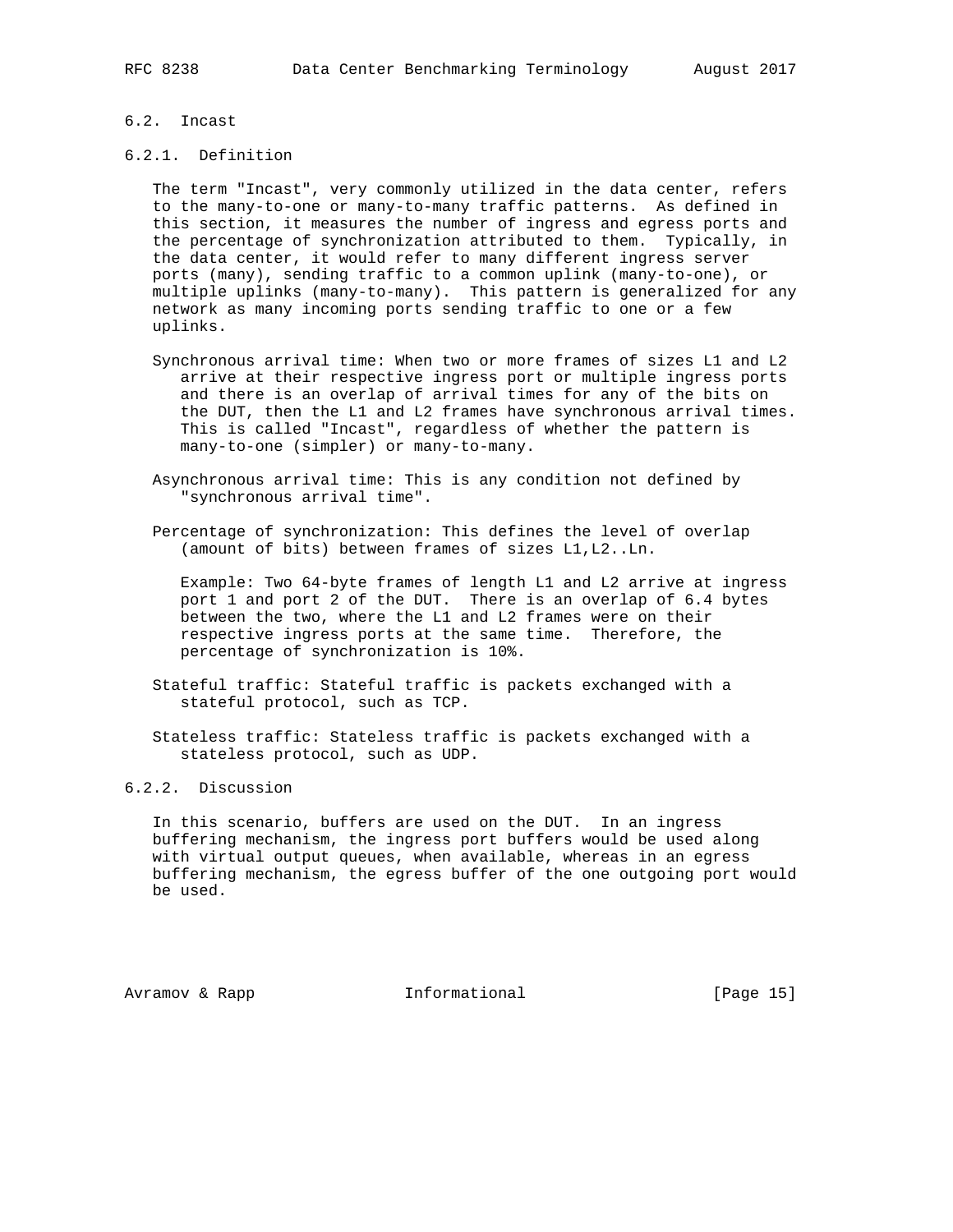### 6.2. Incast

#### 6.2.1. Definition

The term "Incast", very commonly utilized in the data center, refers to the many-to-one or many-to-many traffic patterns. As defined in this section, it measures the number of ingress and egress ports and the percentage of synchronization attributed to them. Typically, in the data center, it would refer to many different ingress server ports (many), sending traffic to a common uplink (many-to-one), or multiple uplinks (many-to-many). This pattern is generalized for any network as many incoming ports sending traffic to one or a few uplinks.

Synchronous arrival time: When two or more frames of sizes L1 and L2 arrive at their respective ingress port or multiple ingress ports and there is an overlap of arrival times for any of the bits on the DUT, then the L1 and L2 frames have synchronous arrival times. This is called "Incast", regardless of whether the pattern is many-to-one (simpler) or many-to-many.

Asynchronous arrival time: This is any condition not defined by "synchronous arrival time".

Percentage of synchronization: This defines the level of overlap (amount of bits) between frames of sizes L1,L2..Ln.

Example: Two 64-byte frames of length L1 and L2 arrive at ingress port 1 and port 2 of the DUT. There is an overlap of 6.4 bytes between the two, where the L1 and L2 frames were on their respective ingress ports at the same time. Therefore, the percentage of synchronization is 10%.

Stateful traffic: Stateful traffic is packets exchanged with a stateful protocol, such as TCP.

Stateless traffic: Stateless traffic is packets exchanged with a stateless protocol, such as UDP.

#### 6.2.2. Discussion

In this scenario, buffers are used on the DUT. In an ingress buffering mechanism, the ingress port buffers would be used along with virtual output queues, when available, whereas in an egress buffering mechanism, the egress buffer of the one outgoing port would be used.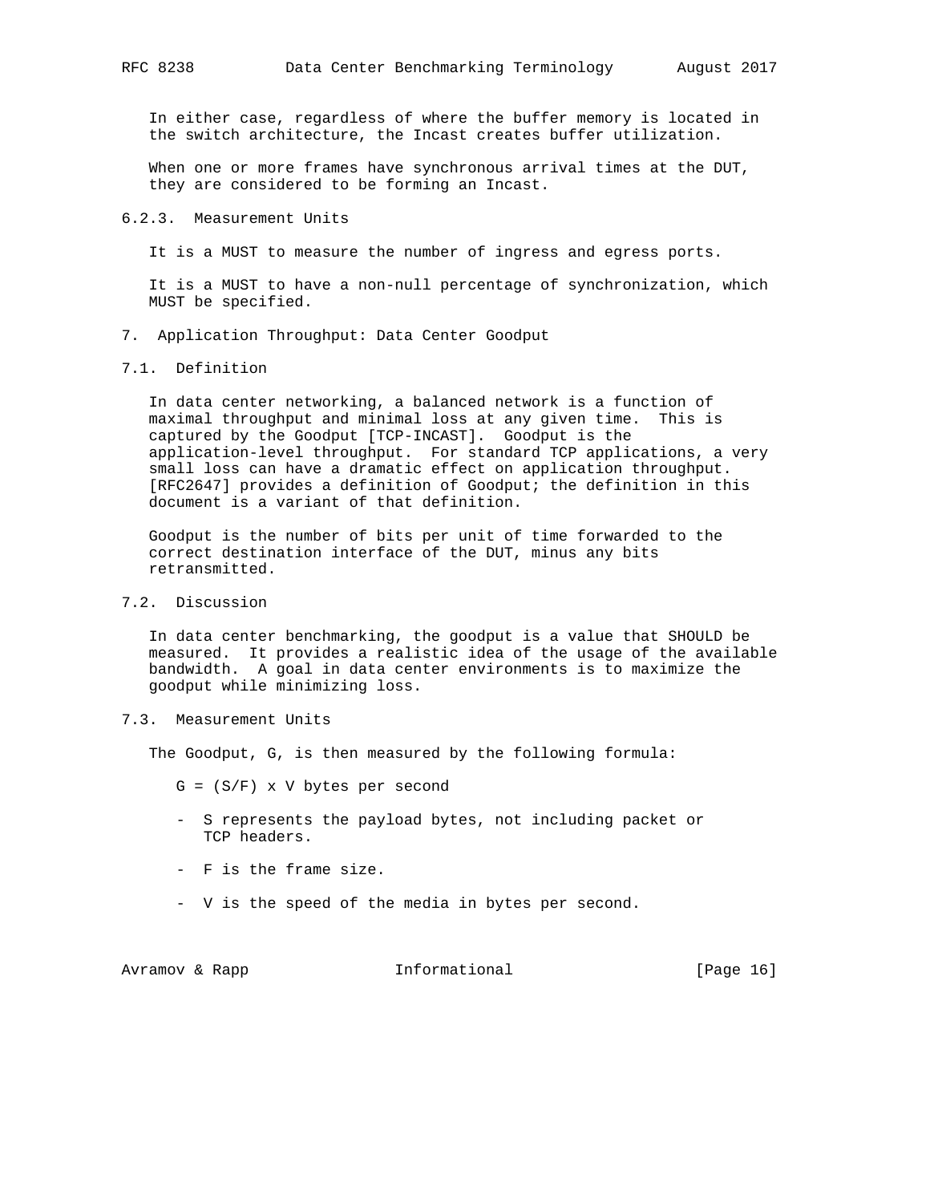In either case, regardless of where the buffer memory is located in the switch architecture, the Incast creates buffer utilization.

When one or more frames have synchronous arrival times at the DUT, they are considered to be forming an Incast.

#### 6.2.3. Measurement Units

It is a MUST to measure the number of ingress and egress ports.

It is a MUST to have a non-null percentage of synchronization, which MUST be specified.

## 7. Application Throughput: Data Center Goodput

### 7.1. Definition

In data center networking, a balanced network is a function of maximal throughput and minimal loss at any given time. This is captured by the Goodput [TCP-INCAST]. Goodput is the application-level throughput. For standard TCP applications, a very small loss can have a dramatic effect on application throughput. [RFC2647] provides a definition of Goodput; the definition in this document is a variant of that definition.

Goodput is the number of bits per unit of time forwarded to the correct destination interface of the DUT, minus any bits retransmitted.

### 7.2. Discussion

In data center benchmarking, the goodput is a value that SHOULD be measured. It provides a realistic idea of the usage of the available bandwidth. A goal in data center environments is to maximize the goodput while minimizing loss.

### 7.3. Measurement Units

The Goodput, G, is then measured by the following formula:

$$G = (S/F) \times V \text{ bytes per second}$$

- S represents the payload bytes, not including packet or TCP headers.
- F is the frame size.
- V is the speed of the media in bytes per second.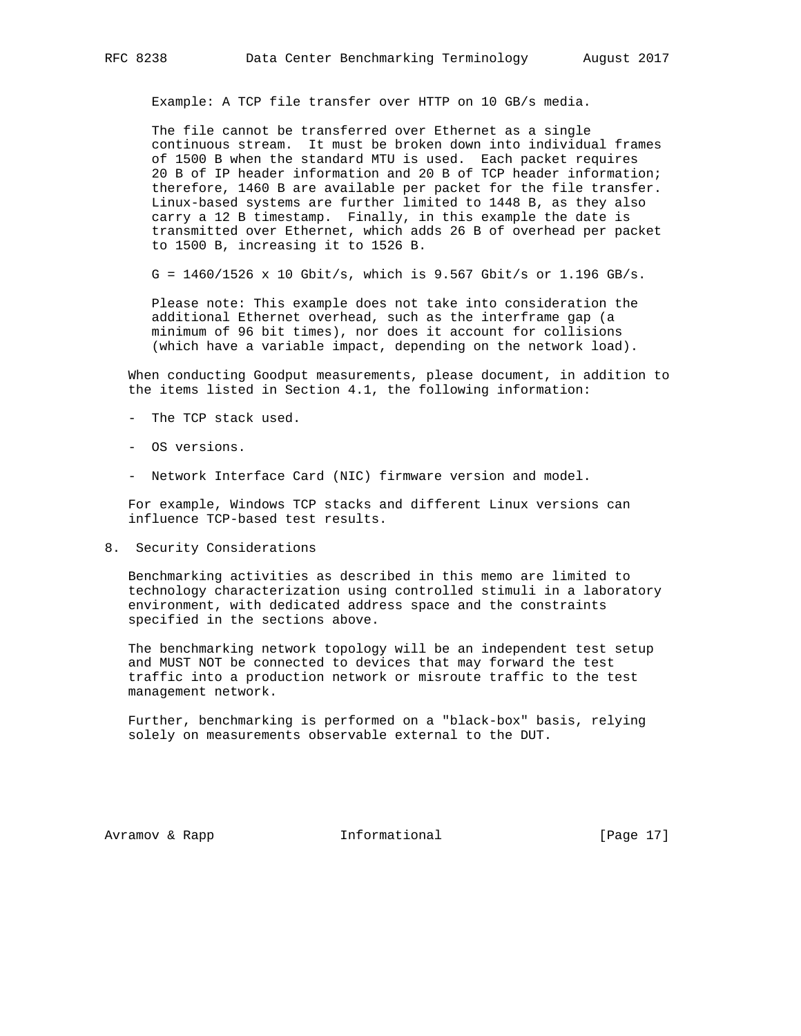Example: A TCP file transfer over HTTP on 10 GB/s media.

The file cannot be transferred over Ethernet as a single continuous stream. It must be broken down into individual frames of 1500 B when the standard MTU is used. Each packet requires 20 B of IP header information and 20 B of TCP header information; therefore, 1460 B are available per packet for the file transfer. Linux-based systems are further limited to 1448 B, as they also carry a 12 B timestamp. Finally, in this example the date is transmitted over Ethernet, which adds 26 B of overhead per packet to 1500 B, increasing it to 1526 B.

G = 1460/1526 x 10 Gbit/s, which is 9.567 Gbit/s or 1.196 GB/s.

Please note: This example does not take into consideration the additional Ethernet overhead, such as the interframe gap (a minimum of 96 bit times), nor does it account for collisions (which have a variable impact, depending on the network load).

When conducting Goodput measurements, please document, in addition to the items listed in Section 4.1, the following information:

- The TCP stack used.
- OS versions.
- Network Interface Card (NIC) firmware version and model.

For example, Windows TCP stacks and different Linux versions can influence TCP-based test results.

## 8. Security Considerations

Benchmarking activities as described in this memo are limited to technology characterization using controlled stimuli in a laboratory environment, with dedicated address space and the constraints specified in the sections above.

The benchmarking network topology will be an independent test setup and MUST NOT be connected to devices that may forward the test traffic into a production network or misroute traffic to the test management network.

Further, benchmarking is performed on a "black-box" basis, relying solely on measurements observable external to the DUT.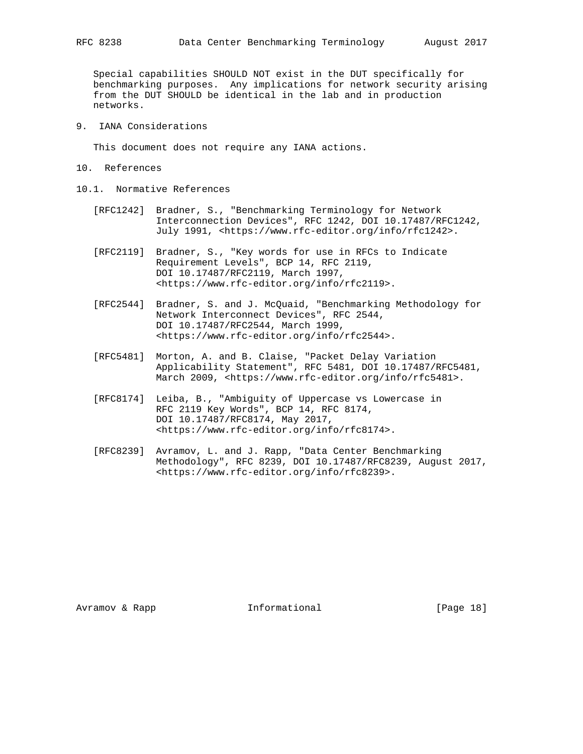Special capabilities SHOULD NOT exist in the DUT specifically for benchmarking purposes. Any implications for network security arising from the DUT SHOULD be identical in the lab and in production networks.

## 9. IANA Considerations

This document does not require any IANA actions.

## 10. References

### 10.1. Normative References

[RFC1242] Bradner, S., "Benchmarking Terminology for Network Interconnection Devices", RFC 1242, DOI 10.17487/RFC1242, July 1991, <https://www.rfc-editor.org/info/rfc1242>.

[RFC2119] Bradner, S., "Key words for use in RFCs to Indicate Requirement Levels", BCP 14, RFC 2119, DOI 10.17487/RFC2119, March 1997, <https://www.rfc-editor.org/info/rfc2119>.

[RFC2544] Bradner, S. and J. McQuaid, "Benchmarking Methodology for Network Interconnect Devices", RFC 2544, DOI 10.17487/RFC2544, March 1999, <https://www.rfc-editor.org/info/rfc2544>.

[RFC5481] Morton, A. and B. Claise, "Packet Delay Variation Applicability Statement", RFC 5481, DOI 10.17487/RFC5481, March 2009, <https://www.rfc-editor.org/info/rfc5481>.

[RFC8174] Leiba, B., "Ambiguity of Uppercase vs Lowercase in RFC 2119 Key Words", BCP 14, RFC 8174, DOI 10.17487/RFC8174, May 2017, <https://www.rfc-editor.org/info/rfc8174>.

[RFC8239] Avramov, L. and J. Rapp, "Data Center Benchmarking Methodology", RFC 8239, DOI 10.17487/RFC8239, August 2017, <https://www.rfc-editor.org/info/rfc8239>.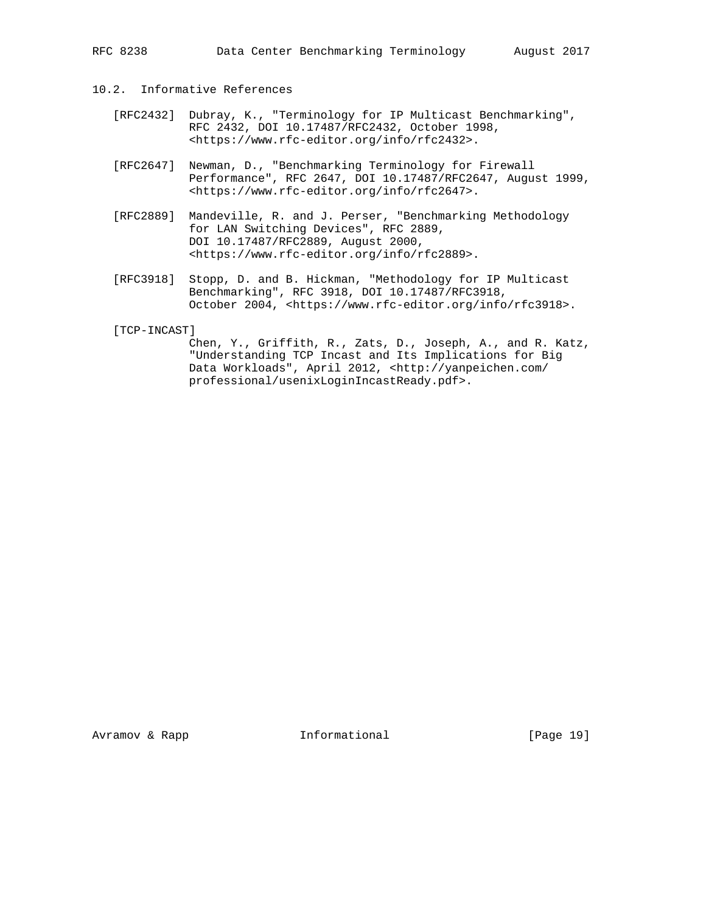## 10.2. Informative References

[RFC2432] Dubray, K., "Terminology for IP Multicast Benchmarking", RFC 2432, DOI 10.17487/RFC2432, October 1998, <https://www.rfc-editor.org/info/rfc2432>.

[RFC2647] Newman, D., "Benchmarking Terminology for Firewall Performance", RFC 2647, DOI 10.17487/RFC2647, August 1999, <https://www.rfc-editor.org/info/rfc2647>.

[RFC2889] Mandeville, R. and J. Perser, "Benchmarking Methodology for LAN Switching Devices", RFC 2889, DOI 10.17487/RFC2889, August 2000, <https://www.rfc-editor.org/info/rfc2889>.

[RFC3918] Stopp, D. and B. Hickman, "Methodology for IP Multicast Benchmarking", RFC 3918, DOI 10.17487/RFC3918, October 2004, <https://www.rfc-editor.org/info/rfc3918>.

[TCP-INCAST] Chen, Y., Griffith, R., Zats, D., Joseph, A., and R. Katz, "Understanding TCP Incast and Its Implications for Big Data Workloads", April 2012, <http://yanpeichen.com/professional/usenixLoginIncastReady.pdf>.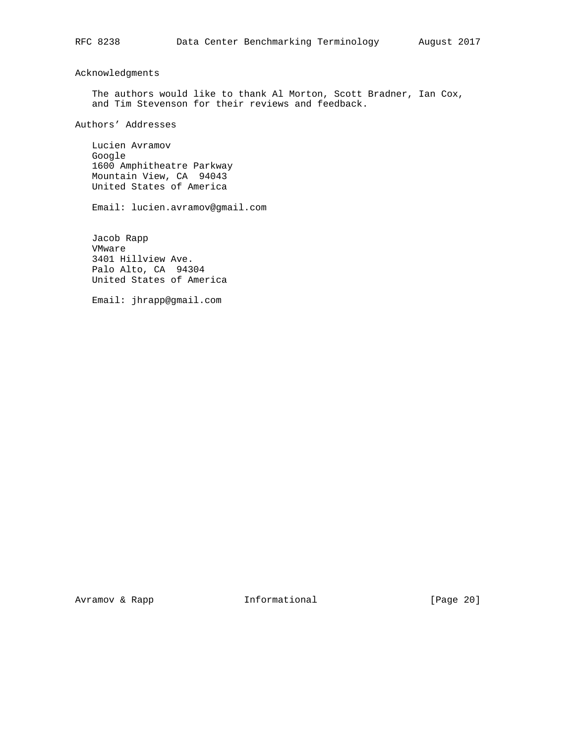## Acknowledgments

The authors would like to thank Al Morton, Scott Bradner, Ian Cox, and Tim Stevenson for their reviews and feedback.

## Authors' Addresses

Lucien Avramov
Google
1600 Amphitheatre Parkway
Mountain View, CA  94043
United States of America

Email: lucien.avramov@gmail.com

Jacob Rapp
VMware
3401 Hillview Ave.
Palo Alto, CA  94304
United States of America

Email: jhrapp@gmail.com